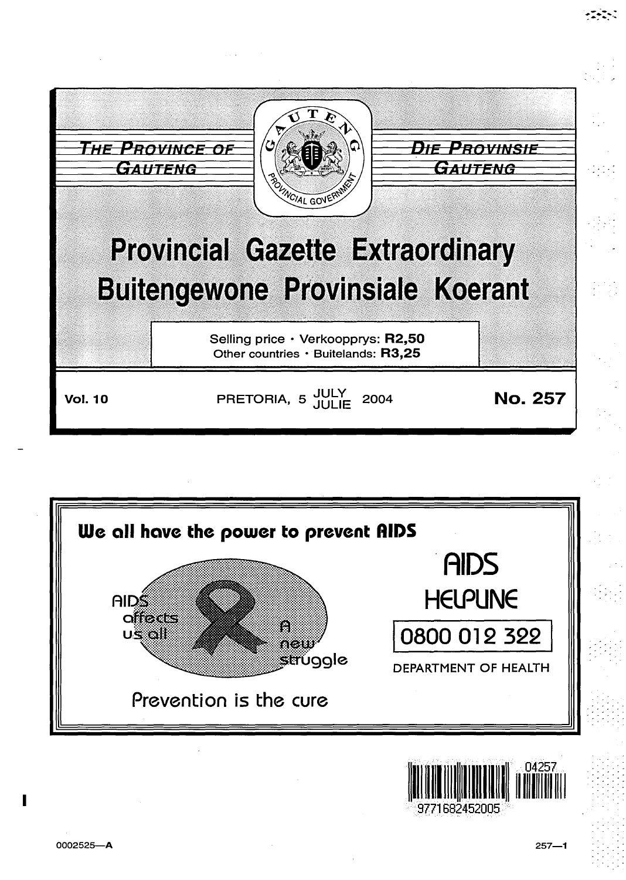THE PROVINCE OF GAUTENG

DIE PROVINSIE GAUTENG

GAUTENG PROVINCIAL GOVERNMENT

# Provincial Gazette Extraordinary
# Buitengewone Provinsiale Koerant

Selling price · Verkoopprys: **R2,50**
Other countries · Buitelands: **R3,25**

**Vol. 10** PRETORIA, 5 JULY/JULIE 2004 **No. 257**

**We all have the power to prevent AIDS**

AIDS affects us all

A new struggle

Prevention is the cure

AIDS HELPLINE

0800 012 322

DEPARTMENT OF HEALTH

04257

9771682452005

0002525—A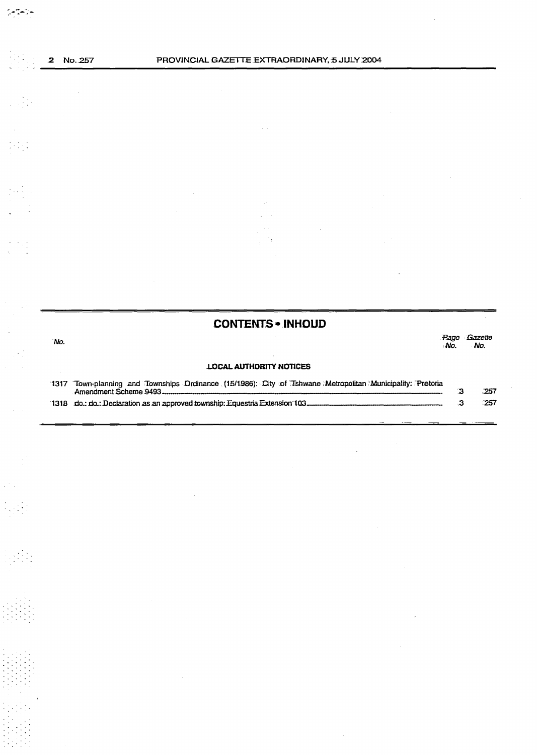## CONTENTS • INHOUD

| No. | | Page No. | Gazette No. |
|---|---|---|---|
| | **LOCAL AUTHORITY NOTICES** | | |
| 1317 | Town-planning and Townships Ordinance (15/1986): City of Tshwane Metropolitan Municipality: Pretoria Amendment Scheme 9493 | 3 | 257 |
| 1318 | do.: do.: Declaration as an approved township: Equestria Extension 103 | 3 | 257 |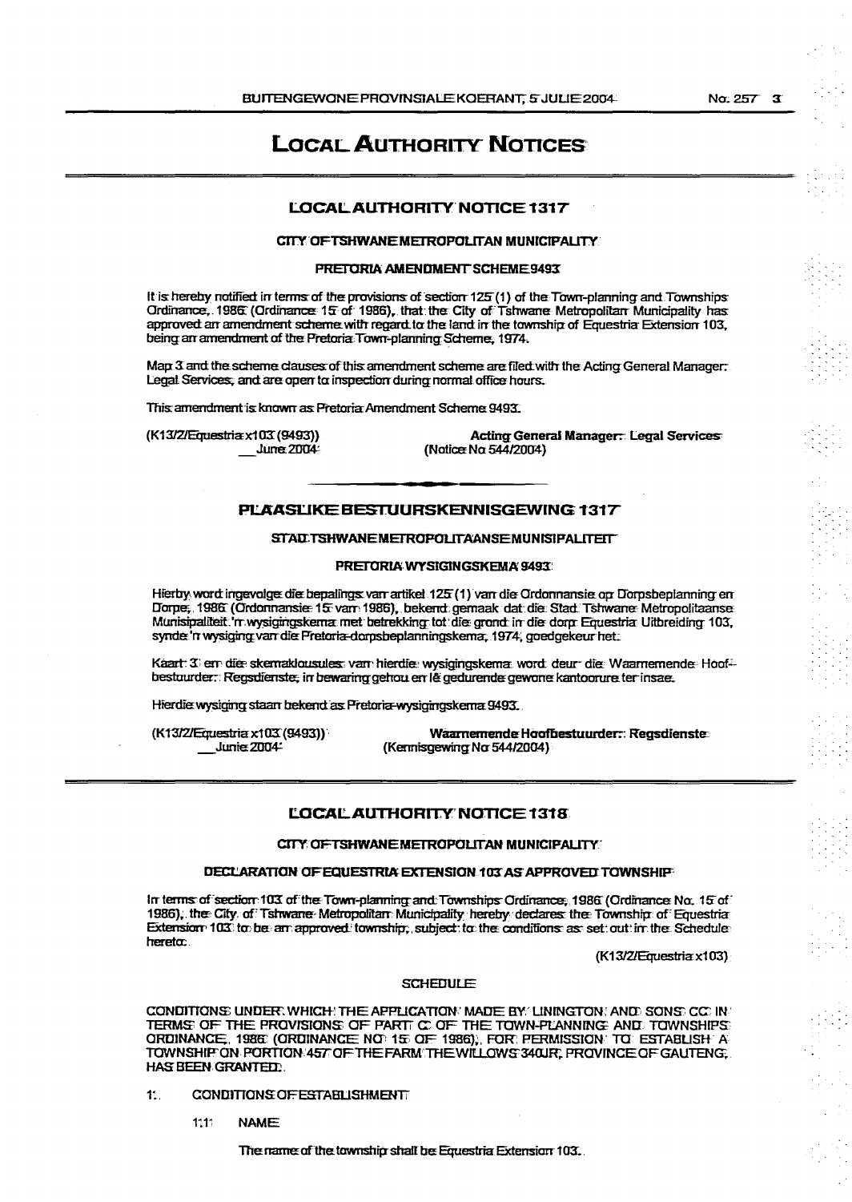# LOCAL AUTHORITY NOTICES

## LOCAL AUTHORITY NOTICE 1317

### CITY OF TSHWANE METROPOLITAN MUNICIPALITY

#### PRETORIA AMENDMENT SCHEME 9493

It is hereby notified in terms of the provisions of section 125 (1) of the Town-planning and Townships Ordinance, 1986 (Ordinance 15 of 1986), that the City of Tshwane Metropolitan Municipality has approved an amendment scheme with regard to the land in the township of Equestria Extension 103, being an amendment of the Pretoria Town-planning Scheme, 1974.

Map 3 and the scheme clauses of this amendment scheme are filed with the Acting General Manager: Legal Services, and are open to inspection during normal office hours.

This amendment is known as Pretoria Amendment Scheme 9493.

(K13/2/Equestria x103 (9493))
\_\_June 2004

**Acting General Manager: Legal Services**
(Notice No 544/2004)

---

## PLAASLIKE BESTUURSKENNISGEWING 1317

### STAD TSHWANE METROPOLITAANSE MUNISIPALITEIT

#### PRETORIA WYSIGINGSKEMA 9493

Hierby word ingevolge die bepalings van artikel 125 (1) van die Ordonnansie op Dorpsbeplanning en Dorpe, 1986 (Ordonnansie 15 van 1986), bekend gemaak dat die Stad Tshwane Metropolitaanse Munisipaliteit 'n wysigingskema met betrekking tot die grond in die dorp Equestria Uitbreiding 103, synde 'n wysiging van die Pretoria-dorpsbeplanningskema, 1974, goedgekeur het.

Kaart 3 en die skemaklousules van hierdie wysigingskema word deur die Waarnemende Hoofbestuurder: Regsdienste, in bewaring gehou en lê gedurende gewone kantoorure ter insae.

Hierdie wysiging staan bekend as Pretoria-wysigingskema 9493.

(K13/2/Equestria x103 (9493))
\_\_Junie 2004

**Waarnemende Hoofbestuurder: Regsdienste**
(Kennisgewing No 544/2004)

---

## LOCAL AUTHORITY NOTICE 1318

### CITY OF TSHWANE METROPOLITAN MUNICIPALITY

#### DECLARATION OF EQUESTRIA EXTENSION 103 AS APPROVED TOWNSHIP

In terms of section 103 of the Town-planning and Townships Ordinance, 1986 (Ordinance No. 15 of 1986), the City of Tshwane Metropolitan Municipality hereby declares the Township of Equestria Extension 103 to be an approved township, subject to the conditions as set out in the Schedule hereto.

(K13/2/Equestria x103)

#### SCHEDULE

CONDITIONS UNDER WHICH THE APPLICATION MADE BY LININGTON AND SONS CC IN TERMS OF THE PROVISIONS OF PART C OF THE TOWN-PLANNING AND TOWNSHIPS ORDINANCE, 1986 (ORDINANCE NO 15 OF 1986), FOR PERMISSION TO ESTABLISH A TOWNSHIP ON PORTION 457 OF THE FARM THE WILLOWS 340JR, PROVINCE OF GAUTENG, HAS BEEN GRANTED.

1. CONDITIONS OF ESTABLISHMENT

   1.1 NAME

   The name of the township shall be Equestria Extension 103.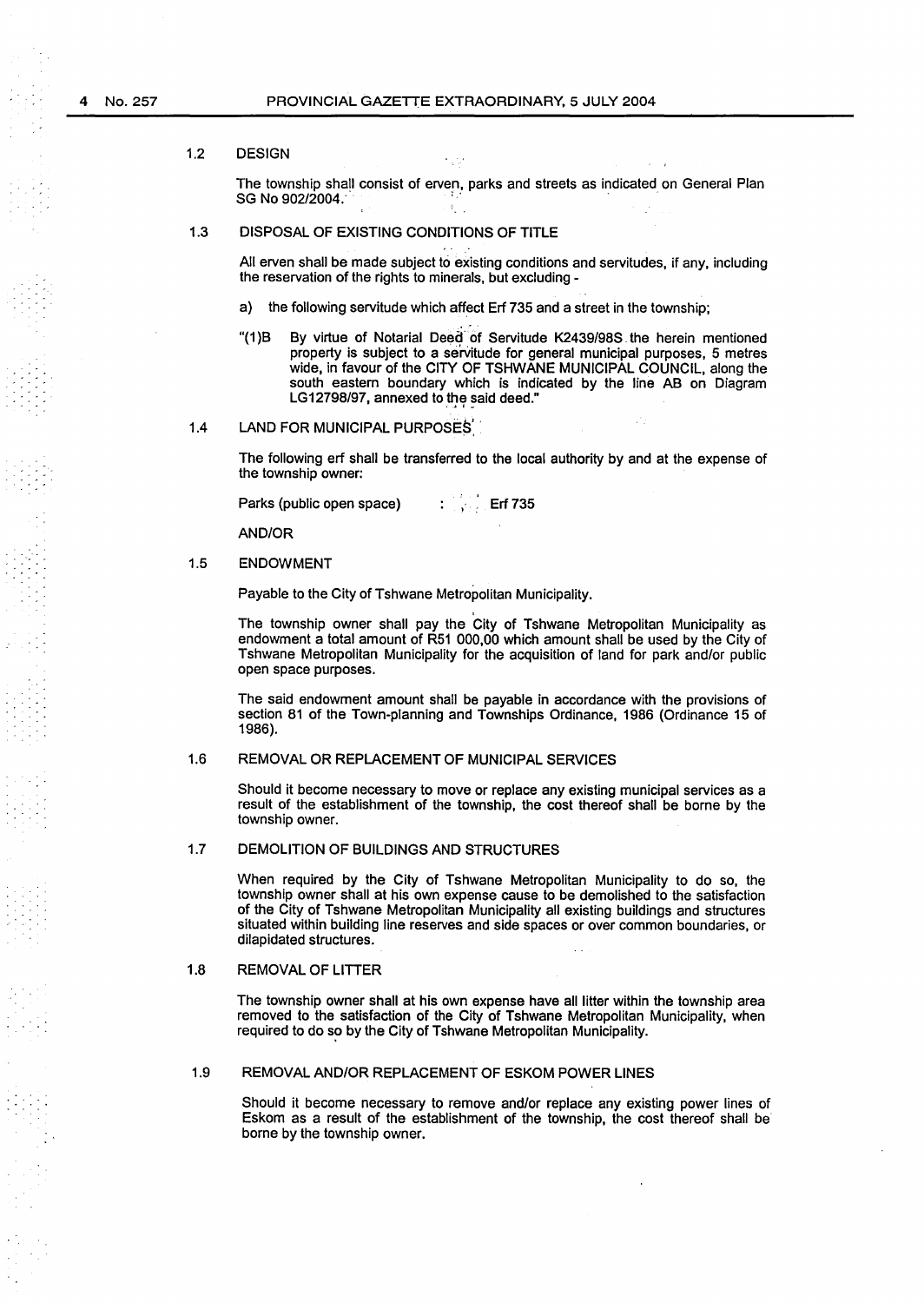### 1.2 DESIGN

The township shall consist of erven, parks and streets as indicated on General Plan SG No 902/2004.

### 1.3 DISPOSAL OF EXISTING CONDITIONS OF TITLE

All erven shall be made subject to existing conditions and servitudes, if any, including the reservation of the rights to minerals, but excluding -

a) the following servitude which affect Erf 735 and a street in the township;

"(1)B By virtue of Notarial Deed of Servitude K2439/98S the herein mentioned property is subject to a servitude for general municipal purposes, 5 metres wide, in favour of the CITY OF TSHWANE MUNICIPAL COUNCIL, along the south eastern boundary which is indicated by the line AB on Diagram LG12798/97, annexed to the said deed."

### 1.4 LAND FOR MUNICIPAL PURPOSES

The following erf shall be transferred to the local authority by and at the expense of the township owner:

Parks (public open space) : Erf 735

AND/OR

### 1.5 ENDOWMENT

Payable to the City of Tshwane Metropolitan Municipality.

The township owner shall pay the City of Tshwane Metropolitan Municipality as endowment a total amount of R51 000,00 which amount shall be used by the City of Tshwane Metropolitan Municipality for the acquisition of land for park and/or public open space purposes.

The said endowment amount shall be payable in accordance with the provisions of section 81 of the Town-planning and Townships Ordinance, 1986 (Ordinance 15 of 1986).

### 1.6 REMOVAL OR REPLACEMENT OF MUNICIPAL SERVICES

Should it become necessary to move or replace any existing municipal services as a result of the establishment of the township, the cost thereof shall be borne by the township owner.

### 1.7 DEMOLITION OF BUILDINGS AND STRUCTURES

When required by the City of Tshwane Metropolitan Municipality to do so, the township owner shall at his own expense cause to be demolished to the satisfaction of the City of Tshwane Metropolitan Municipality all existing buildings and structures situated within building line reserves and side spaces or over common boundaries, or dilapidated structures.

### 1.8 REMOVAL OF LITTER

The township owner shall at his own expense have all litter within the township area removed to the satisfaction of the City of Tshwane Metropolitan Municipality, when required to do so by the City of Tshwane Metropolitan Municipality.

### 1.9 REMOVAL AND/OR REPLACEMENT OF ESKOM POWER LINES

Should it become necessary to remove and/or replace any existing power lines of Eskom as a result of the establishment of the township, the cost thereof shall be borne by the township owner.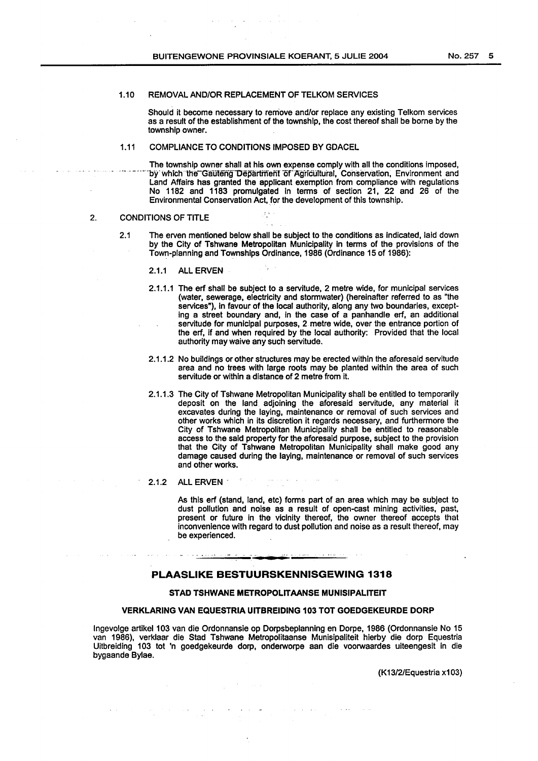1.10 REMOVAL AND/OR REPLACEMENT OF TELKOM SERVICES

Should it become necessary to remove and/or replace any existing Telkom services as a result of the establishment of the township, the cost thereof shall be borne by the township owner.

1.11 COMPLIANCE TO CONDITIONS IMPOSED BY GDACEL

The township owner shall at his own expense comply with all the conditions imposed, by which the Gauteng Department of Agricultural, Conservation, Environment and Land Affairs has granted the applicant exemption from compliance with regulations No 1182 and 1183 promulgated in terms of section 21, 22 and 26 of the Environmental Conservation Act, for the development of this township.

2. CONDITIONS OF TITLE

2.1 The erven mentioned below shall be subject to the conditions as indicated, laid down by the City of Tshwane Metropolitan Municipality in terms of the provisions of the Town-planning and Townships Ordinance, 1986 (Ordinance 15 of 1986):

2.1.1 ALL ERVEN

2.1.1.1 The erf shall be subject to a servitude, 2 metre wide, for municipal services (water, sewerage, electricity and stormwater) (hereinafter referred to as "the services"), in favour of the local authority, along any two boundaries, excepting a street boundary and, in the case of a panhandle erf, an additional servitude for municipal purposes, 2 metre wide, over the entrance portion of the erf, if and when required by the local authority: Provided that the local authority may waive any such servitude.

2.1.1.2 No buildings or other structures may be erected within the aforesaid servitude area and no trees with large roots may be planted within the area of such servitude or within a distance of 2 metre from it.

2.1.1.3 The City of Tshwane Metropolitan Municipality shall be entitled to temporarily deposit on the land adjoining the aforesaid servitude, any material it excavates during the laying, maintenance or removal of such services and other works which in its discretion it regards necessary, and furthermore the City of Tshwane Metropolitan Municipality shall be entitled to reasonable access to the said property for the aforesaid purpose, subject to the provision that the City of Tshwane Metropolitan Municipality shall make good any damage caused during the laying, maintenance or removal of such services and other works.

2.1.2 ALL ERVEN

As this erf (stand, land, etc) forms part of an area which may be subject to dust pollution and noise as a result of open-cast mining activities, past, present or future in the vicinity thereof, the owner thereof accepts that inconvenience with regard to dust pollution and noise as a result thereof, may be experienced.

## PLAASLIKE BESTUURSKENNISGEWING 1318

### STAD TSHWANE METROPOLITAANSE MUNISIPALITEIT

### VERKLARING VAN EQUESTRIA UITBREIDING 103 TOT GOEDGEKEURDE DORP

Ingevolge artikel 103 van die Ordonnansie op Dorpsbeplanning en Dorpe, 1986 (Ordonnansie No 15 van 1986), verklaar die Stad Tshwane Metropolitaanse Munisipaliteit hierby die dorp Equestria Uitbreiding 103 tot 'n goedgekeurde dorp, onderworpe aan die voorwaardes uiteengesit in die bygaande Bylae.

(K13/2/Equestria x103)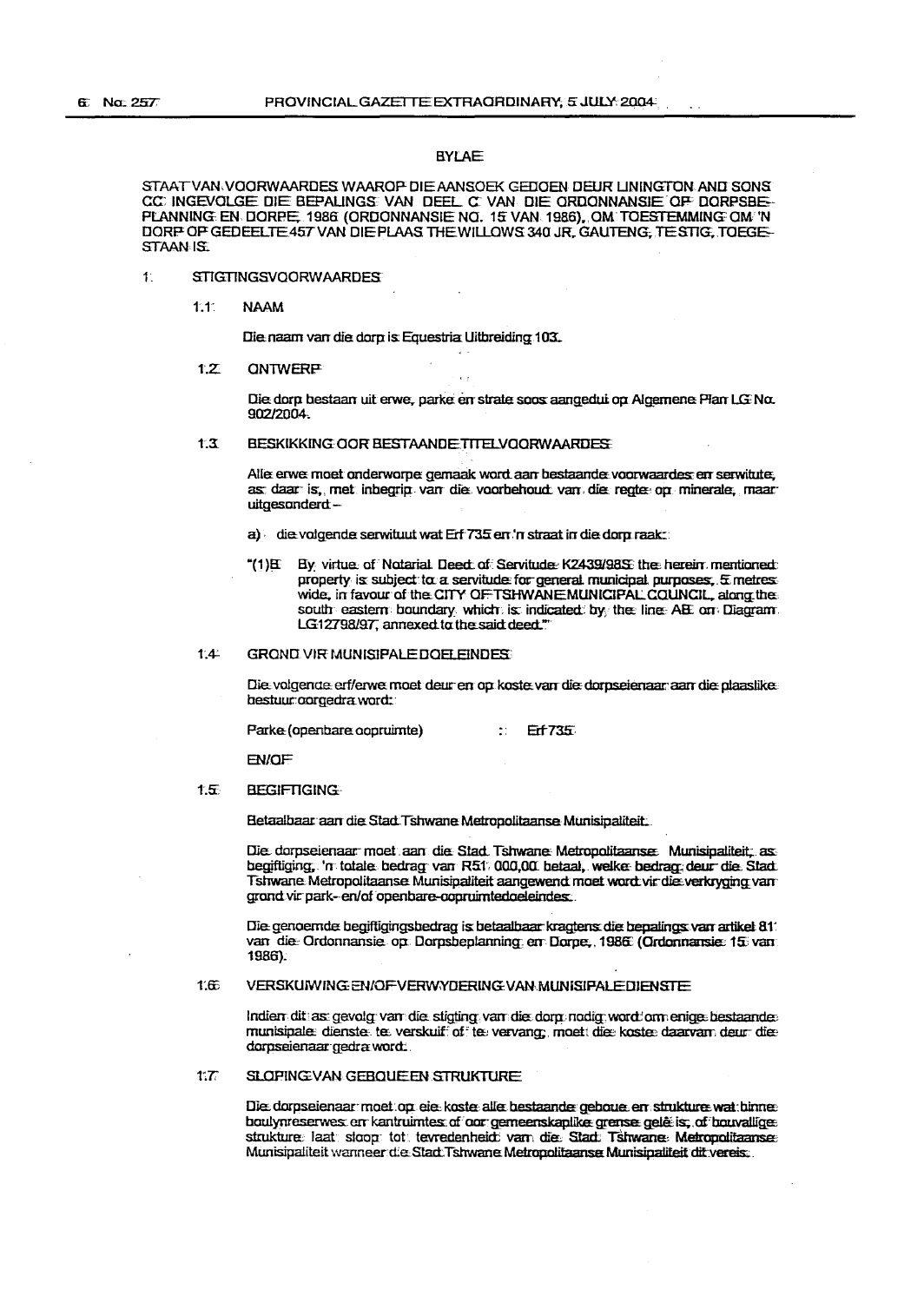## BYLAE

STAAT VAN VOORWAARDES WAAROP DIE AANSOEK GEDOEN DEUR LININGTON AND SONS CC INGEVOLGE DIE BEPALINGS VAN DEEL C VAN DIE ORDONNANSIE OP DORPSBEPLANNING EN DORPE, 1986 (ORDONNANSIE NO. 15 VAN 1986), OM TOESTEMMING OM 'N DORP OP GEDEELTE 457 VAN DIE PLAAS THE WILLOWS 340 JR, GAUTENG, TE STIG, TOEGESTAAN IS.

1. STIGTINGSVOORWAARDES

1.1 NAAM

Die naam van die dorp is Equestria Uitbreiding 103.

1.2 ONTWERP

Die dorp bestaan uit erwe, parke en strate soos aangedui op Algemene Plan LG No. 902/2004.

1.3 BESKIKKING OOR BESTAANDE TITELVOORWAARDES

Alle erwe moet onderworpe gemaak word aan bestaande voorwaardes en serwitute, as daar is, met inbegrip van die voorbehoud van die regte op minerale, maar uitgesonderd –

a) die volgende serwituut wat Erf 735 en 'n straat in die dorp raak:

"(1)E By virtue of Notarial Deed of Servitude K2439/98S the herein mentioned property is subject to a servitude for general municipal purposes, 5 metres wide, in favour of the CITY OF TSHWANE MUNICIPAL COUNCIL, along the south eastern boundary which is indicated by the line AB on Diagram LG12798/97, annexed to the said deed."

1.4 GROND VIR MUNISIPALE DOELEINDES

Die volgende erf/erwe moet deur en op koste van die dorpseienaar aan die plaaslike bestuur oorgedra word:

Parke (openbare oopruimte) : Erf 735

EN/OF

1.5 BEGIFTIGING

Betaalbaar aan die Stad Tshwane Metropolitaanse Munisipaliteit.

Die dorpseienaar moet aan die Stad Tshwane Metropolitaanse Munisipaliteit, as begiftiging, 'n totale bedrag van R51 000,00 betaal, welke bedrag deur die Stad Tshwane Metropolitaanse Munisipaliteit aangewend moet word vir die verkryging van grond vir park- en/of openbare-oopruimtedoeleindes.

Die genoemde begiftigingsbedrag is betaalbaar kragtens die bepalings van artikel 81 van die Ordonnansie op Dorpsbeplanning en Dorpe, 1986 (Ordonnansie 15 van 1986).

1.6 VERSKUIWING EN/OF VERWYDERING VAN MUNISIPALE DIENSTE

Indien dit as gevolg van die stigting van die dorp nodig word om enige bestaande munisipale dienste te verskuif of te vervang, moet die koste daarvan deur die dorpseienaar gedra word.

1.7 SLOPING VAN GEBOUE EN STRUKTURE

Die dorpseienaar moet op eie koste alle bestaande geboue en strukture wat binne boulynreserwes en kantruimtes of oor gemeenskaplike grense geleë is, of bouvallige strukture laat sloop tot tevredenheid van die Stad Tshwane Metropolitaanse Munisipaliteit wanneer die Stad Tshwane Metropolitaanse Munisipaliteit dit vereis.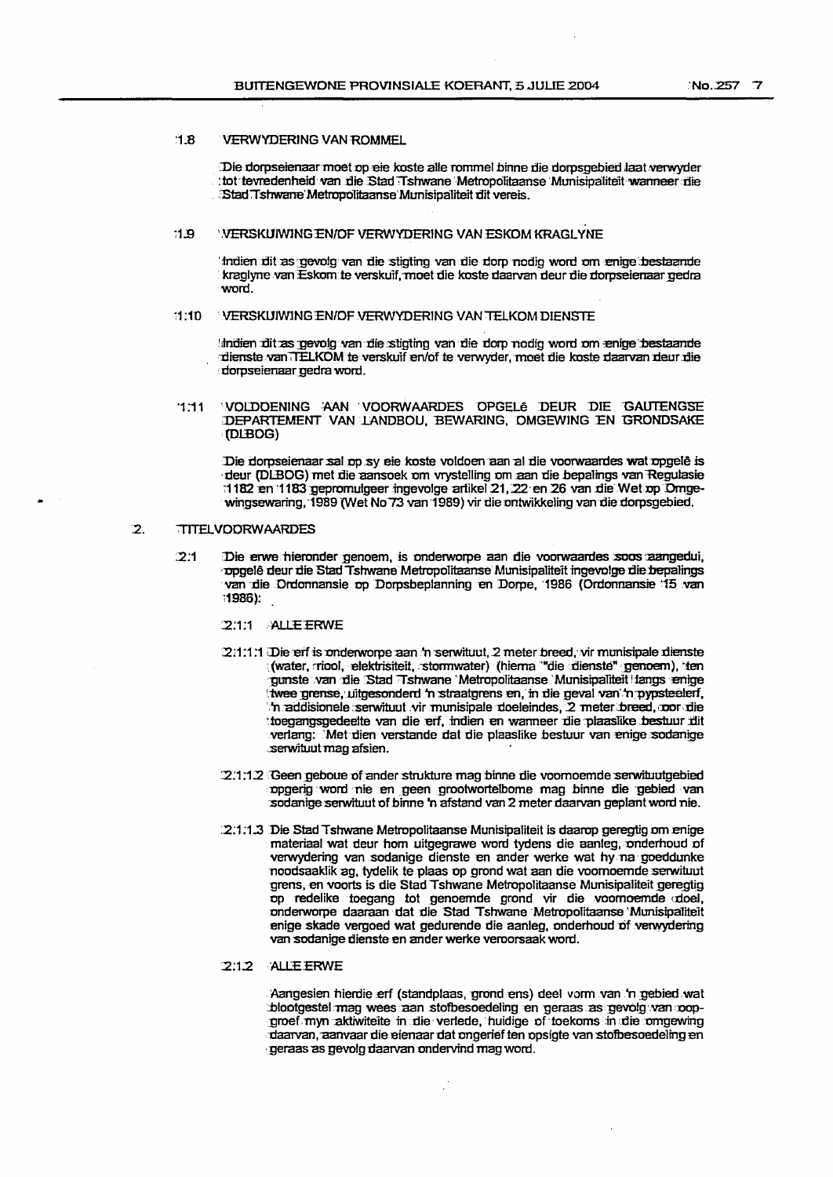### 1.8 VERWYDERING VAN ROMMEL

Die dorpseienaar moet op eie koste alle rommel binne die dorpsgebied laat verwyder tot tevredenheid van die Stad Tshwane Metropolitaanse Munisipaliteit wanneer die Stad Tshwane Metropolitaanse Munisipaliteit dit vereis.

### 1.9 VERSKUIWING EN/OF VERWYDERING VAN ESKOM KRAGLYNE

Indien dit as gevolg van die stigting van die dorp nodig word om enige bestaande kraglyne van Eskom te verskuif, moet die koste daarvan deur die dorpseienaar gedra word.

### 1.10 VERSKUIWING EN/OF VERWYDERING VAN TELKOM DIENSTE

Indien dit as gevolg van die stigting van die dorp nodig word om enige bestaande dienste van TELKOM te verskuif en/of te verwyder, moet die koste daarvan deur die dorpseienaar gedra word.

### 1.11 VOLDOENING AAN VOORWAARDES OPGELê DEUR DIE GAUTENGSE DEPARTEMENT VAN LANDBOU, BEWARING, OMGEWING EN GRONDSAKE (DLBOG)

Die dorpseienaar sal op sy eie koste voldoen aan al die voorwaardes wat opgelê is deur (DLBOG) met die aansoek om vrystelling om aan die bepalings van Regulasie 1182 en 1183 gepromulgeer ingevolge artikel 21, 22 en 26 van die Wet op Omgewingsbewaring, 1989 (Wet No 73 van 1989) vir die ontwikkeling van die dorpsgebied.

## 2. TITELVOORWAARDES

2.1 Die erwe hieronder genoem, is onderworpe aan die voorwaardes soos aangedui, opgelê deur die Stad Tshwane Metropolitaanse Munisipaliteit ingevolge die bepalings van die Ordonnansie op Dorpsbeplanning en Dorpe, 1986 (Ordonnansie 15 van 1986):

2.1.1 ALLE ERWE

2.1.1.1 Die erf is onderworpe aan 'n serwituut, 2 meter breed, vir munisipale dienste (water, riool, elektrisiteit, stormwater) (hierna "die dienste" genoem), ten gunste van die Stad Tshwane Metropolitaanse Munisipaliteit langs enige twee grense, uitgesonderd 'n straatgrens en, in die geval van 'n pypsteelerf, 'n addisionele serwituut vir munisipale doeleindes, 2 meter breed, oor die toegangsgedeelte van die erf, indien en wanneer die plaaslike bestuur dit verlang: Met dien verstande dat die plaaslike bestuur van enige sodanige serwituut mag afsien.

2.1.1.2 Geen geboue of ander strukture mag binne die voornoemde serwituutgebied opgerig word nie en geen grootwortelbome mag binne die gebied van sodanige serwituut of binne 'n afstand van 2 meter daarvan geplant word nie.

2.1.1.3 Die Stad Tshwane Metropolitaanse Munisipaliteit is daarop geregtig om enige materiaal wat deur hom uitgegrawe word tydens die aanleg, onderhoud of verwydering van sodanige dienste en ander werke wat hy na goeddunke noodsaaklik ag, tydelik te plaas op grond wat aan die voornoemde serwituut grens, en voorts is die Stad Tshwane Metropolitaanse Munisipaliteit geregtig op redelike toegang tot genoemde grond vir die voornoemde doel, onderworpe daaraan dat die Stad Tshwane Metropolitaanse Munisipaliteit enige skade vergoed wat gedurende die aanleg, onderhoud of verwydering van sodanige dienste en ander werke veroorsaak word.

2.1.2 ALLE ERWE

Aangesien hierdie erf (standplaas, grond ens) deel vorm van 'n gebied wat blootgestel mag wees aan stofbesoedeling en geraas as gevolg van oopgroef myn aktiwiteite in die verlede, huidige of toekoms in die omgewing daarvan, aanvaar die eienaar dat ongerief ten opsigte van stofbesoedeling en geraas as gevolg daarvan ondervind mag word.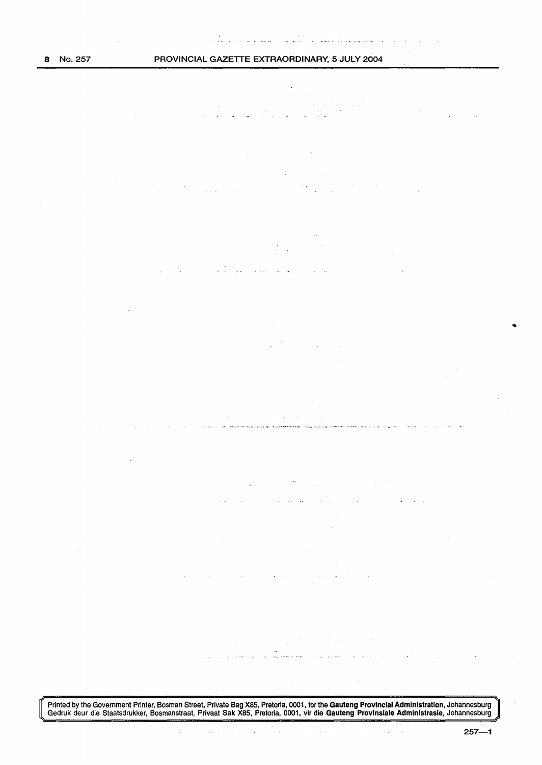Printed by the Government Printer, Bosman Street, Private Bag X85, Pretoria, 0001, for the **Gauteng Provincial Administration**, Johannesburg
Gedruk deur die Staatsdrukker, Bosmanstraat, Privaat Sak X85, Pretoria, 0001, vir die **Gauteng Provinsiale Administrasie**, Johannesburg

257—1